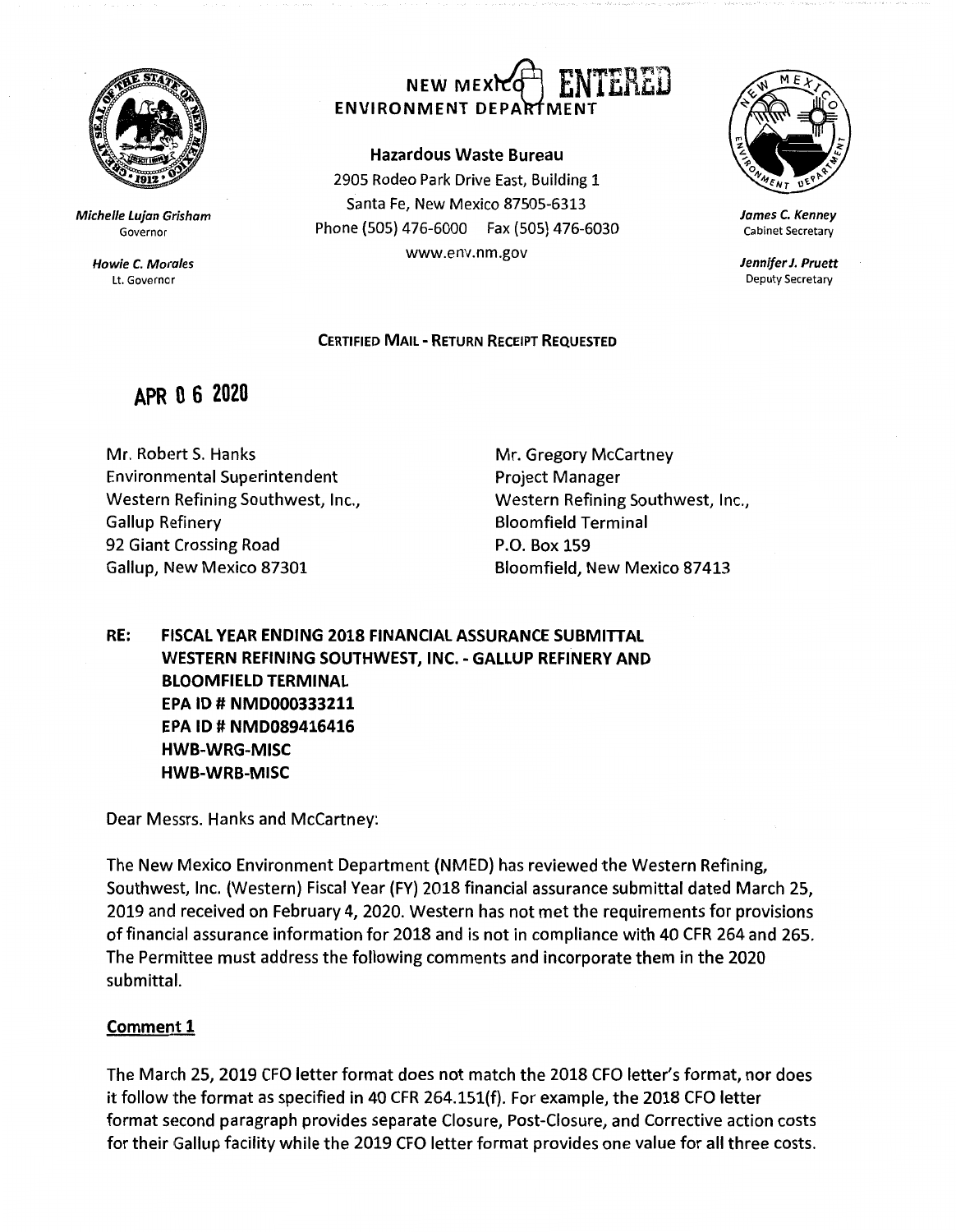NEW MEXICO ENTERED
ENVIRONMENT DEPARTMENT

**Hazardous Waste Bureau**
2905 Rodeo Park Drive East, Building 1
Santa Fe, New Mexico 87505-6313
Phone (505) 476-6000 Fax (505) 476-6030
www.env.nm.gov

*Michelle Lujan Grisham*
Governor

*Howie C. Morales*
Lt. Governor

*James C. Kenney*
Cabinet Secretary

*Jennifer J. Pruett*
Deputy Secretary

**CERTIFIED MAIL - RETURN RECEIPT REQUESTED**

**APR 0 6 2020**

Mr. Robert S. Hanks
Environmental Superintendent
Western Refining Southwest, Inc.,
Gallup Refinery
92 Giant Crossing Road
Gallup, New Mexico 87301

Mr. Gregory McCartney
Project Manager
Western Refining Southwest, Inc.,
Bloomfield Terminal
P.O. Box 159
Bloomfield, New Mexico 87413

**RE: FISCAL YEAR ENDING 2018 FINANCIAL ASSURANCE SUBMITTAL
WESTERN REFINING SOUTHWEST, INC. - GALLUP REFINERY AND
BLOOMFIELD TERMINAL
EPA ID # NMD000333211
EPA ID # NMD089416416
HWB-WRG-MISC
HWB-WRB-MISC**

Dear Messrs. Hanks and McCartney:

The New Mexico Environment Department (NMED) has reviewed the Western Refining, Southwest, Inc. (Western) Fiscal Year (FY) 2018 financial assurance submittal dated March 25, 2019 and received on February 4, 2020. Western has not met the requirements for provisions of financial assurance information for 2018 and is not in compliance with 40 CFR 264 and 265. The Permittee must address the following comments and incorporate them in the 2020 submittal.

## Comment 1

The March 25, 2019 CFO letter format does not match the 2018 CFO letter's format, nor does it follow the format as specified in 40 CFR 264.151(f). For example, the 2018 CFO letter format second paragraph provides separate Closure, Post-Closure, and Corrective action costs for their Gallup facility while the 2019 CFO letter format provides one value for all three costs.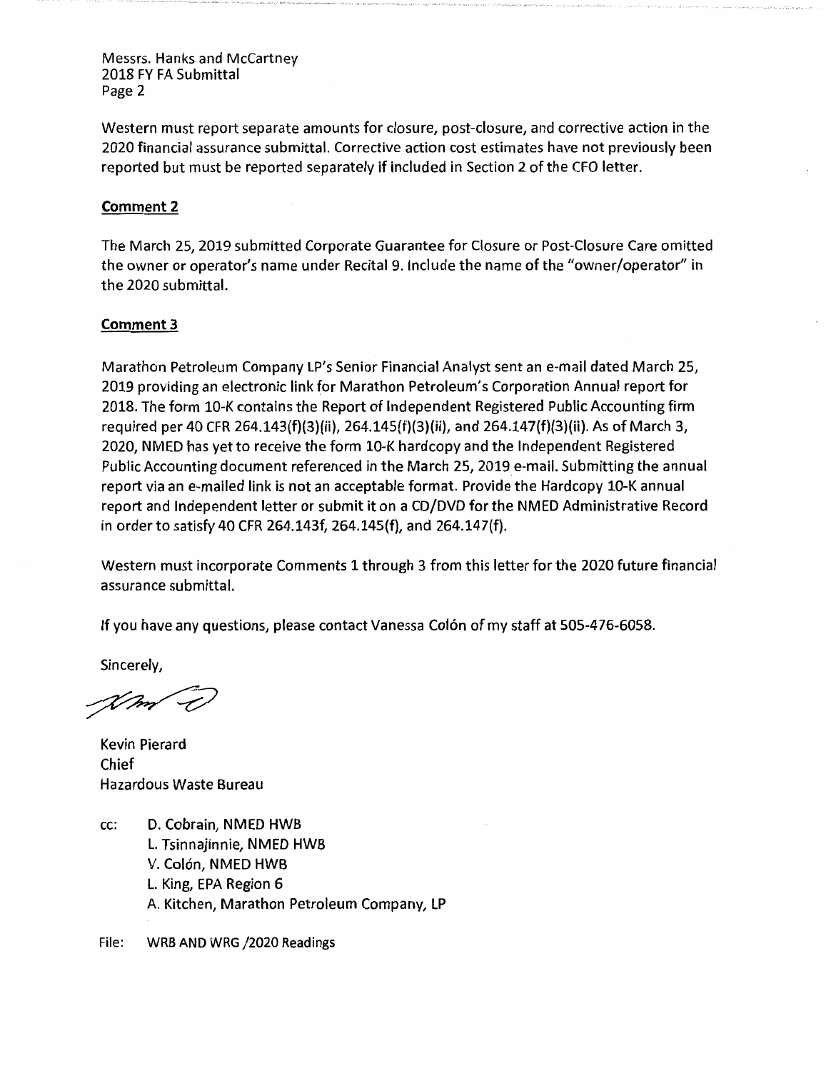Western must report separate amounts for closure, post-closure, and corrective action in the 2020 financial assurance submittal. Corrective action cost estimates have not previously been reported but must be reported separately if included in Section 2 of the CFO letter.

**Comment 2**

The March 25, 2019 submitted Corporate Guarantee for Closure or Post-Closure Care omitted the owner or operator's name under Recital 9. Include the name of the "owner/operator" in the 2020 submittal.

**Comment 3**

Marathon Petroleum Company LP's Senior Financial Analyst sent an e-mail dated March 25, 2019 providing an electronic link for Marathon Petroleum's Corporation Annual report for 2018. The form 10-K contains the Report of Independent Registered Public Accounting firm required per 40 CFR 264.143(f)(3)(ii), 264.145(f)(3)(ii), and 264.147(f)(3)(ii). As of March 3, 2020, NMED has yet to receive the form 10-K hardcopy and the Independent Registered Public Accounting document referenced in the March 25, 2019 e-mail. Submitting the annual report via an e-mailed link is not an acceptable format. Provide the Hardcopy 10-K annual report and Independent letter or submit it on a CD/DVD for the NMED Administrative Record in order to satisfy 40 CFR 264.143f, 264.145(f), and 264.147(f).

Western must incorporate Comments 1 through 3 from this letter for the 2020 future financial assurance submittal.

If you have any questions, please contact Vanessa Colón of my staff at 505-476-6058.

Sincerely,

Kevin Pierard
Chief
Hazardous Waste Bureau

cc: D. Cobrain, NMED HWB
L. Tsinnajinnie, NMED HWB
V. Colón, NMED HWB
L. King, EPA Region 6
A. Kitchen, Marathon Petroleum Company, LP

File: WRB AND WRG /2020 Readings